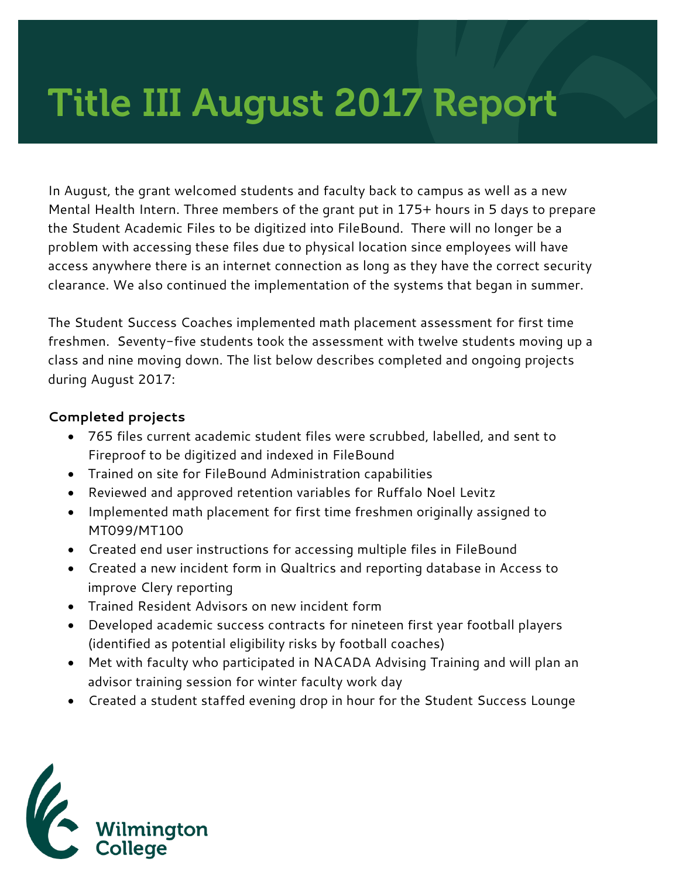# Title III August 2017 Report

In August, the grant welcomed students and faculty back to campus as well as a new Mental Health Intern. Three members of the grant put in 175+ hours in 5 days to prepare the Student Academic Files to be digitized into FileBound. There will no longer be a problem with accessing these files due to physical location since employees will have access anywhere there is an internet connection as long as they have the correct security clearance. We also continued the implementation of the systems that began in summer.

The Student Success Coaches implemented math placement assessment for first time freshmen. Seventy-five students took the assessment with twelve students moving up a class and nine moving down. The list below describes completed and ongoing projects during August 2017:

**Completed projects**

- 765 files current academic student files were scrubbed, labelled, and sent to Fireproof to be digitized and indexed in FileBound
- Trained on site for FileBound Administration capabilities
- Reviewed and approved retention variables for Ruffalo Noel Levitz
- Implemented math placement for first time freshmen originally assigned to MT099/MT100
- Created end user instructions for accessing multiple files in FileBound
- Created a new incident form in Qualtrics and reporting database in Access to improve Clery reporting
- Trained Resident Advisors on new incident form
- Developed academic success contracts for nineteen first year football players (identified as potential eligibility risks by football coaches)
- Met with faculty who participated in NACADA Advising Training and will plan an advisor training session for winter faculty work day
- Created a student staffed evening drop in hour for the Student Success Lounge

Wilmington College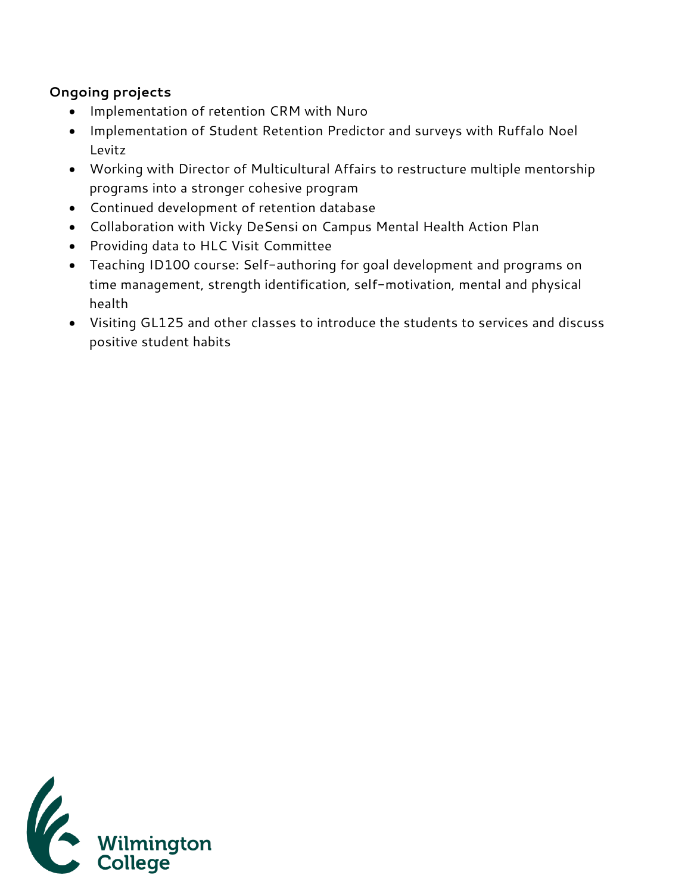**Ongoing projects**

- Implementation of retention CRM with Nuro
- Implementation of Student Retention Predictor and surveys with Ruffalo Noel Levitz
- Working with Director of Multicultural Affairs to restructure multiple mentorship programs into a stronger cohesive program
- Continued development of retention database
- Collaboration with Vicky DeSensi on Campus Mental Health Action Plan
- Providing data to HLC Visit Committee
- Teaching ID100 course: Self-authoring for goal development and programs on time management, strength identification, self-motivation, mental and physical health
- Visiting GL125 and other classes to introduce the students to services and discuss positive student habits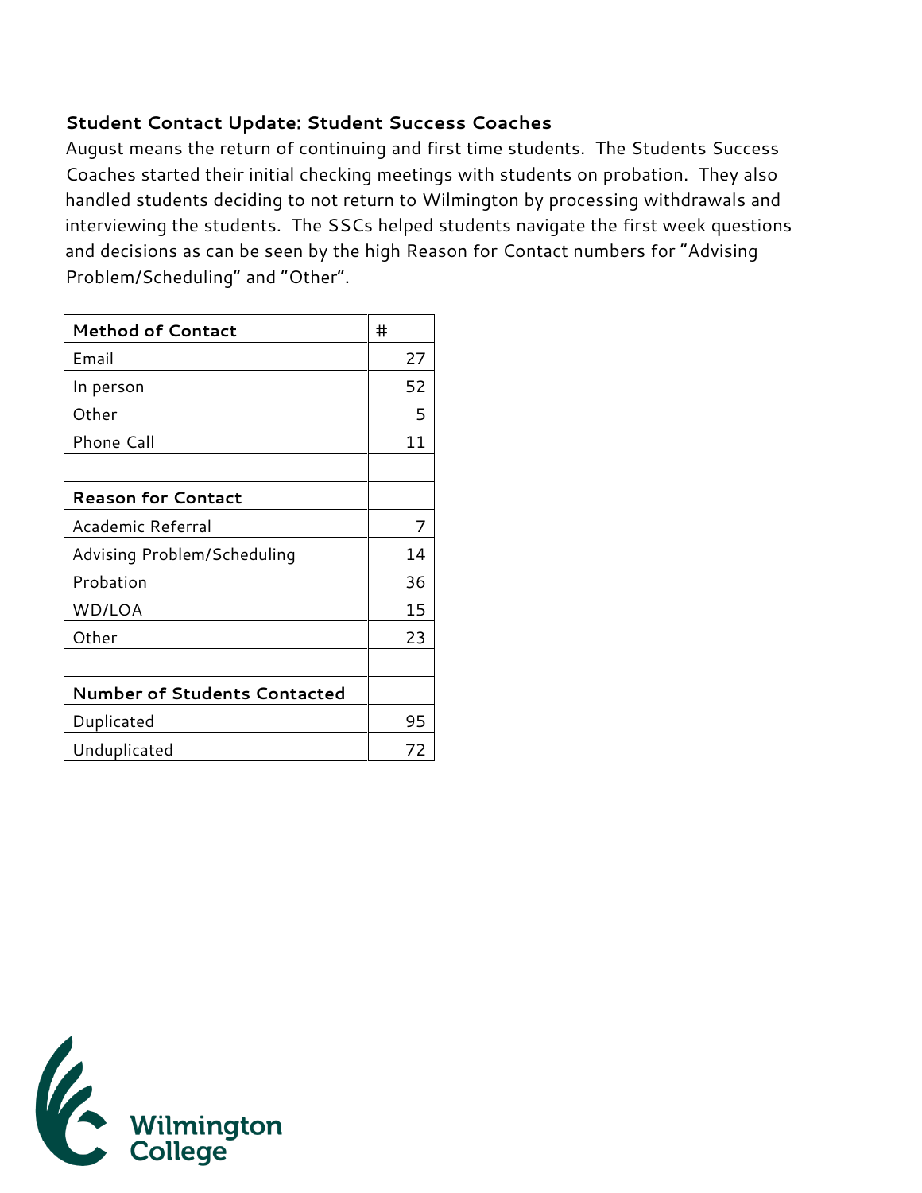### Student Contact Update: Student Success Coaches

August means the return of continuing and first time students. The Students Success Coaches started their initial checking meetings with students on probation. They also handled students deciding to not return to Wilmington by processing withdrawals and interviewing the students. The SSCs helped students navigate the first week questions and decisions as can be seen by the high Reason for Contact numbers for "Advising Problem/Scheduling" and "Other".

| **Method of Contact** | # |
|---|---|
| Email | 27 |
| In person | 52 |
| Other | 5 |
| Phone Call | 11 |
| | |
| **Reason for Contact** | |
| Academic Referral | 7 |
| Advising Problem/Scheduling | 14 |
| Probation | 36 |
| WD/LOA | 15 |
| Other | 23 |
| | |
| **Number of Students Contacted** | |
| Duplicated | 95 |
| Unduplicated | 72 |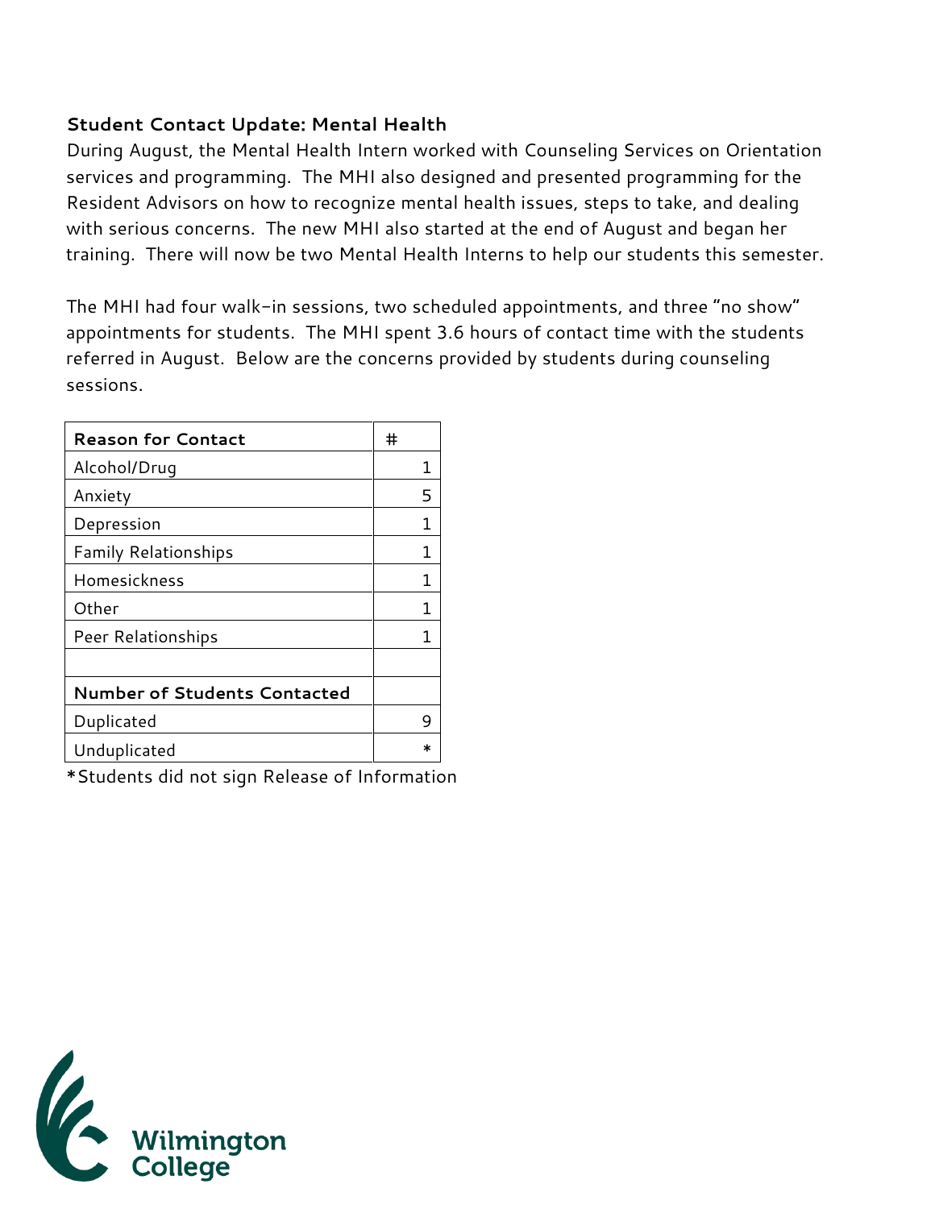**Student Contact Update: Mental Health**

During August, the Mental Health Intern worked with Counseling Services on Orientation services and programming. The MHI also designed and presented programming for the Resident Advisors on how to recognize mental health issues, steps to take, and dealing with serious concerns. The new MHI also started at the end of August and began her training. There will now be two Mental Health Interns to help our students this semester.

The MHI had four walk-in sessions, two scheduled appointments, and three "no show" appointments for students. The MHI spent 3.6 hours of contact time with the students referred in August. Below are the concerns provided by students during counseling sessions.

| **Reason for Contact** | # |
|---|---|
| Alcohol/Drug | 1 |
| Anxiety | 5 |
| Depression | 1 |
| Family Relationships | 1 |
| Homesickness | 1 |
| Other | 1 |
| Peer Relationships | 1 |
| | |
| **Number of Students Contacted** | |
| Duplicated | 9 |
| Unduplicated | * |

*Students did not sign Release of Information

Wilmington College